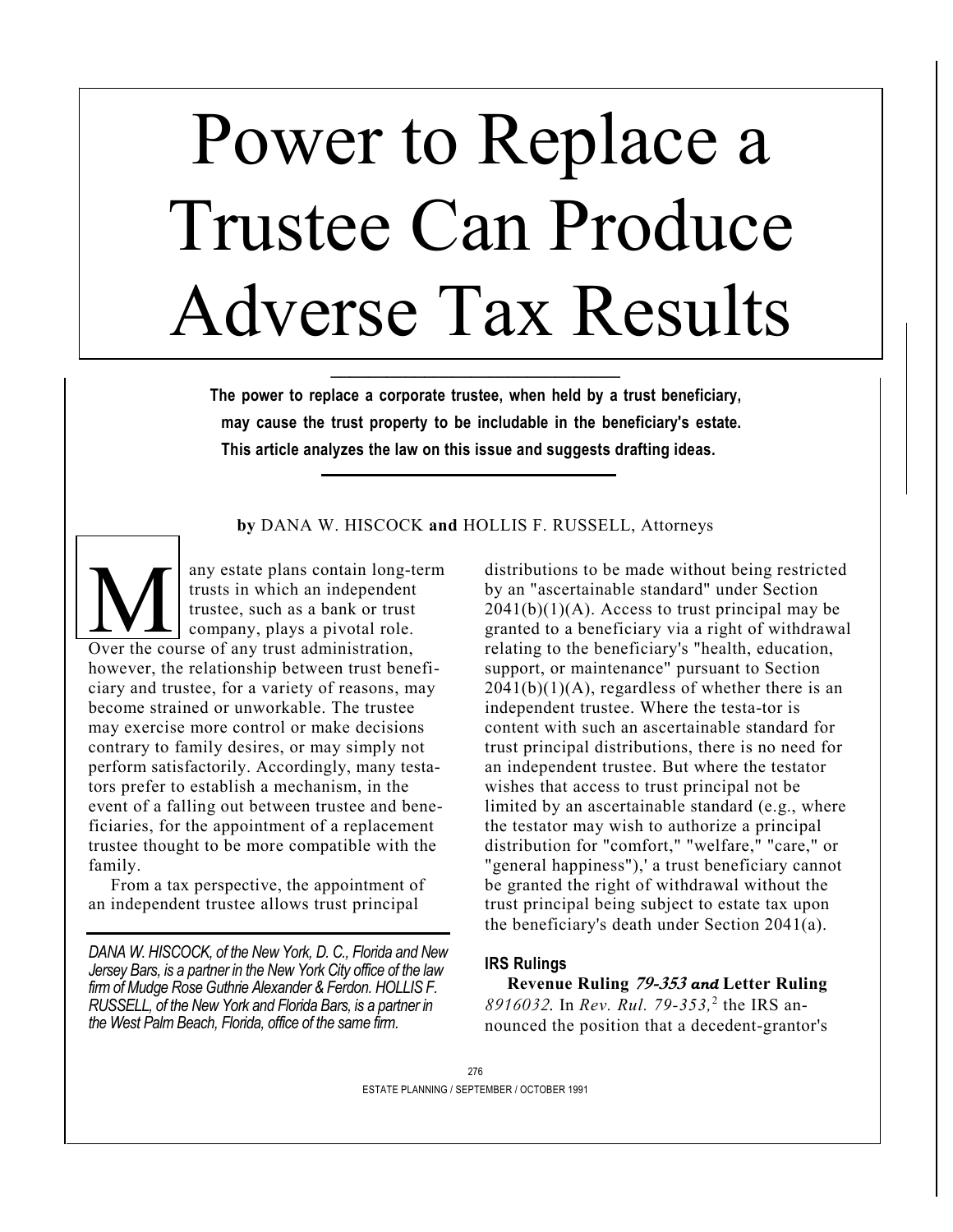# Power to Replace a Trustee Can Produce Adverse Tax Results

**The power to replace a corporate trustee, when held by a trust beneficiary, may cause the trust property to be includable in the beneficiary's estate. This article analyzes the law on this issue and suggests drafting ideas.**

**by** DANA W. HISCOCK **and** HOLLIS F. RUSSELL, Attorneys

Many estate plans contain long-term trusts in which an independent trustee, such as a bank or trust company, plays a pivotal role. Over the course of any trust administration, however, the relationship between trust beneficiary and trustee, for a variety of reasons, may become strained or unworkable. The trustee may exercise more control or make decisions contrary to family desires, or may simply not perform satisfactorily. Accordingly, many testators prefer to establish a mechanism, in the event of a falling out between trustee and beneficiaries, for the appointment of a replacement trustee thought to be more compatible with the family.

From a tax perspective, the appointment of an independent trustee allows trust principal distributions to be made without being restricted by an "ascertainable standard" under Section 2041(b)(1)(A). Access to trust principal may be granted to a beneficiary via a right of withdrawal relating to the beneficiary's "health, education, support, or maintenance" pursuant to Section 2041(b)(1)(A), regardless of whether there is an independent trustee. Where the testa-tor is content with such an ascertainable standard for trust principal distributions, there is no need for an independent trustee. But where the testator wishes that access to trust principal not be limited by an ascertainable standard (e.g., where the testator may wish to authorize a principal distribution for "comfort," "welfare," "care," or "general happiness"),[1] a trust beneficiary cannot be granted the right of withdrawal without the trust principal being subject to estate tax upon the beneficiary's death under Section 2041(a).

*DANA W. HISCOCK, of the New York, D. C., Florida and New Jersey Bars, is a partner in the New York City office of the law firm of Mudge Rose Guthrie Alexander & Ferdon. HOLLIS F. RUSSELL, of the New York and Florida Bars, is a partner in the West Palm Beach, Florida, office of the same firm.*

## IRS Rulings

**Revenue Ruling *79-353 and* Letter Ruling** *8916032.* In *Rev. Rul. 79-353,*[2] the IRS announced the position that a decedent-grantor's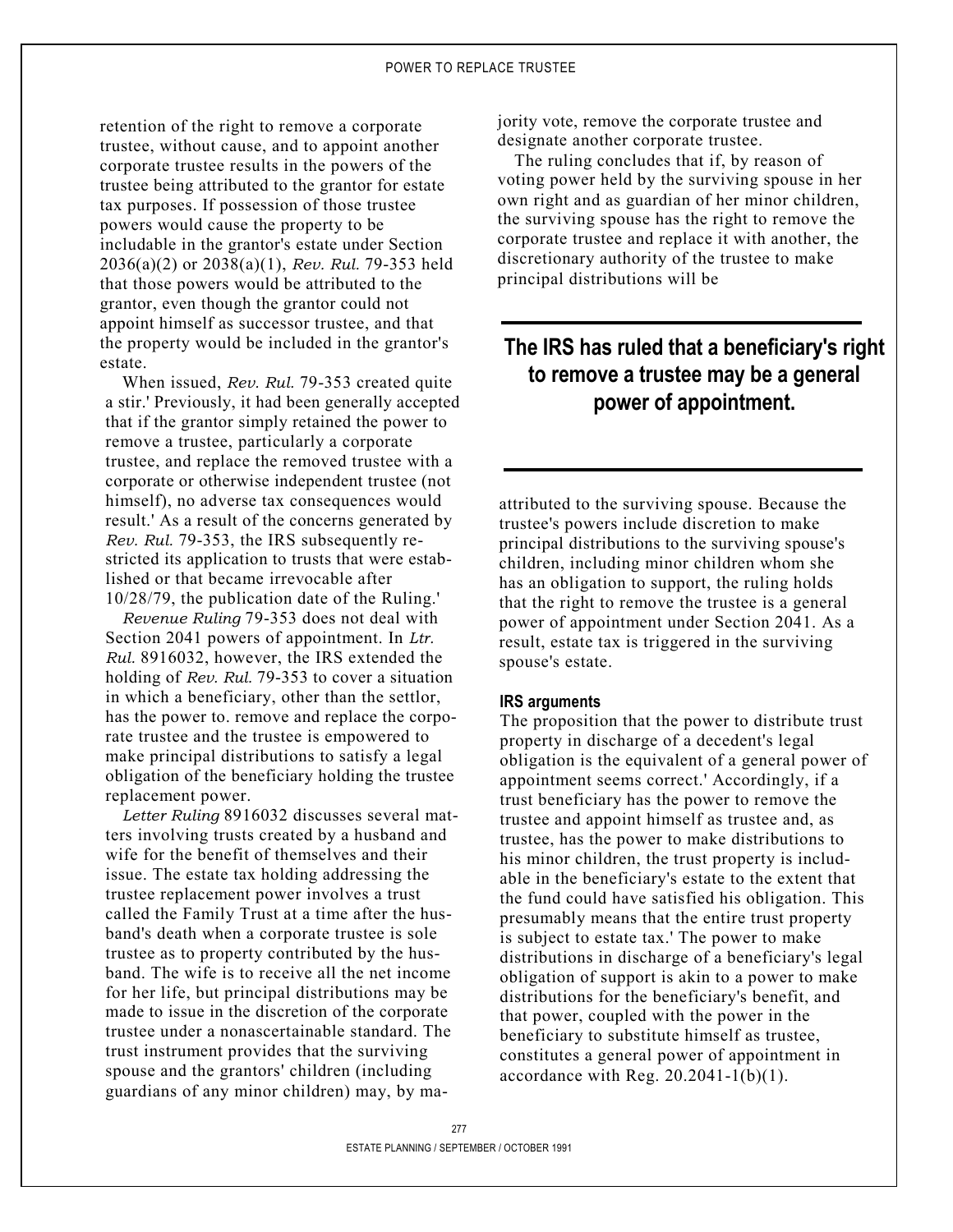retention of the right to remove a corporate trustee, without cause, and to appoint another corporate trustee results in the powers of the trustee being attributed to the grantor for estate tax purposes. If possession of those trustee powers would cause the property to be includable in the grantor's estate under Section 2036(a)(2) or 2038(a)(1), *Rev. Rul.* 79-353 held that those powers would be attributed to the grantor, even though the grantor could not appoint himself as successor trustee, and that the property would be included in the grantor's estate.

When issued, *Rev. Rul.* 79-353 created quite a stir.' Previously, it had been generally accepted that if the grantor simply retained the power to remove a trustee, particularly a corporate trustee, and replace the removed trustee with a corporate or otherwise independent trustee (not himself), no adverse tax consequences would result.' As a result of the concerns generated by *Rev. Rul.* 79-353, the IRS subsequently restricted its application to trusts that were established or that became irrevocable after 10/28/79, the publication date of the Ruling.'

*Revenue Ruling* 79-353 does not deal with Section 2041 powers of appointment. In *Ltr. Rul.* 8916032, however, the IRS extended the holding of *Rev. Rul.* 79-353 to cover a situation in which a beneficiary, other than the settlor, has the power to. remove and replace the corporate trustee and the trustee is empowered to make principal distributions to satisfy a legal obligation of the beneficiary holding the trustee replacement power.

*Letter Ruling* 8916032 discusses several matters involving trusts created by a husband and wife for the benefit of themselves and their issue. The estate tax holding addressing the trustee replacement power involves a trust called the Family Trust at a time after the husband's death when a corporate trustee is sole trustee as to property contributed by the husband. The wife is to receive all the net income for her life, but principal distributions may be made to issue in the discretion of the corporate trustee under a nonascertainable standard. The trust instrument provides that the surviving spouse and the grantors' children (including guardians of any minor children) may, by majority vote, remove the corporate trustee and designate another corporate trustee.

The ruling concludes that if, by reason of voting power held by the surviving spouse in her own right and as guardian of her minor children, the surviving spouse has the right to remove the corporate trustee and replace it with another, the discretionary authority of the trustee to make principal distributions will be attributed to the surviving spouse. Because the trustee's powers include discretion to make principal distributions to the surviving spouse's children, including minor children whom she has an obligation to support, the ruling holds that the right to remove the trustee is a general power of appointment under Section 2041. As a result, estate tax is triggered in the surviving spouse's estate.

**The IRS has ruled that a beneficiary's right to remove a trustee may be a general power of appointment.**

#### IRS arguments

The proposition that the power to distribute trust property in discharge of a decedent's legal obligation is the equivalent of a general power of appointment seems correct.' Accordingly, if a trust beneficiary has the power to remove the trustee and appoint himself as trustee and, as trustee, has the power to make distributions to his minor children, the trust property is includable in the beneficiary's estate to the extent that the fund could have satisfied his obligation. This presumably means that the entire trust property is subject to estate tax.' The power to make distributions in discharge of a beneficiary's legal obligation of support is akin to a power to make distributions for the beneficiary's benefit, and that power, coupled with the power in the beneficiary to substitute himself as trustee, constitutes a general power of appointment in accordance with Reg. 20.2041-1(b)(1).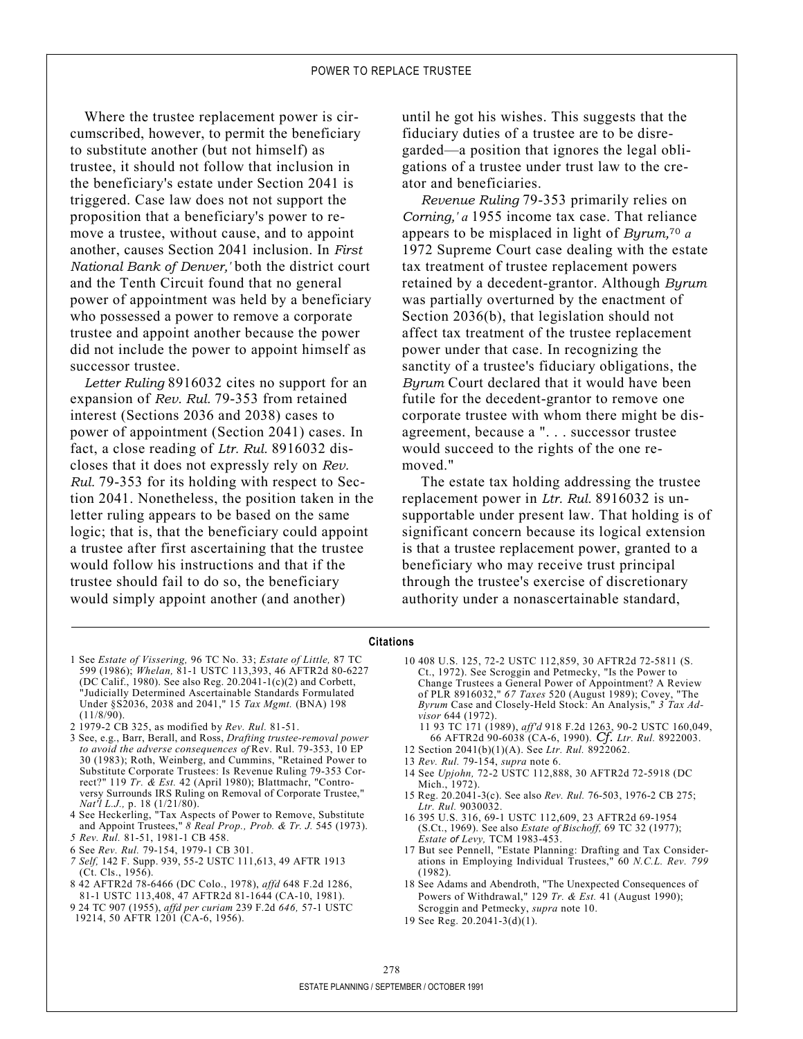Where the trustee replacement power is circumscribed, however, to permit the beneficiary to substitute another (but not himself) as trustee, it should not follow that inclusion in the beneficiary's estate under Section 2041 is triggered. Case law does not not support the proposition that a beneficiary's power to remove a trustee, without cause, and to appoint another, causes Section 2041 inclusion. In *First National Bank of Denver,'* both the district court and the Tenth Circuit found that no general power of appointment was held by a beneficiary who possessed a power to remove a corporate trustee and appoint another because the power did not include the power to appoint himself as successor trustee.

*Letter Ruling* 8916032 cites no support for an expansion of *Rev. Rul.* 79-353 from retained interest (Sections 2036 and 2038) cases to power of appointment (Section 2041) cases. In fact, a close reading of *Ltr. Rul.* 8916032 discloses that it does not expressly rely on *Rev. Rul.* 79-353 for its holding with respect to Section 2041. Nonetheless, the position taken in the letter ruling appears to be based on the same logic; that is, that the beneficiary could appoint a trustee after first ascertaining that the trustee would follow his instructions and that if the trustee should fail to do so, the beneficiary would simply appoint another (and another) until he got his wishes. This suggests that the fiduciary duties of a trustee are to be disregarded—a position that ignores the legal obligations of a trustee under trust law to the creator and beneficiaries.

*Revenue Ruling* 79-353 primarily relies on *Corning,' a* 1955 income tax case. That reliance appears to be misplaced in light of *Byrum,*[70] *a* 1972 Supreme Court case dealing with the estate tax treatment of trustee replacement powers retained by a decedent-grantor. Although *Byrum* was partially overturned by the enactment of Section 2036(b), that legislation should not affect tax treatment of the trustee replacement power under that case. In recognizing the sanctity of a trustee's fiduciary obligations, the *Byrum* Court declared that it would have been futile for the decedent-grantor to remove one corporate trustee with whom there might be disagreement, because a ". . . successor trustee would succeed to the rights of the one removed."

The estate tax holding addressing the trustee replacement power in *Ltr. Rul.* 8916032 is unsupportable under present law. That holding is of significant concern because its logical extension is that a trustee replacement power, granted to a beneficiary who may receive trust principal through the trustee's exercise of discretionary authority under a nonascertainable standard,

---

**Citations**

1 See *Estate of Vissering,* 96 TC No. 33; *Estate of Little,* 87 TC 599 (1986); *Whelan,* 81-1 USTC 113,393, 46 AFTR2d 80-6227 (DC Calif., 1980). See also Reg. 20.2041-1(c)(2) and Corbett, "Judicially Determined Ascertainable Standards Formulated Under §S2036, 2038 and 2041," 15 *Tax Mgmt.* (BNA) 198 (11/8/90).

2 1979-2 CB 325, as modified by *Rev. Rul.* 81-51.

3 See, e.g., Barr, Berall, and Ross, *Drafting trustee-removal power to avoid the adverse consequences of* Rev. Rul. 79-353, 10 EP 30 (1983); Roth, Weinberg, and Cummins, "Retained Power to Substitute Corporate Trustees: Is Revenue Ruling 79-353 Correct?" 119 *Tr. & Est.* 42 (April 1980); Blattmachr, "Controversy Surrounds IRS Ruling on Removal of Corporate Trustee," *Nat'l L.J.,* p. 18 (1/21/80).

4 See Heckerling, "Tax Aspects of Power to Remove, Substitute and Appoint Trustees," *8 Real Prop., Prob. & Tr. J.* 545 (1973).

*5 Rev. Rul.* 81-51, 1981-1 CB 458.

6 See *Rev. Rul.* 79-154, 1979-1 CB 301.

*7 Self,* 142 F. Supp. 939, 55-2 USTC 111,613, 49 AFTR 1913 (Ct. Cls., 1956).

8 42 AFTR2d 78-6466 (DC Colo., 1978), *affd* 648 F.2d 1286, 81-1 USTC 113,408, 47 AFTR2d 81-1644 (CA-10, 1981).

9 24 TC 907 (1955), *affd per curiam* 239 F.2d *646,* 57-1 USTC 19214, 50 AFTR 1201 (CA-6, 1956).

10 408 U.S. 125, 72-2 USTC 112,859, 30 AFTR2d 72-5811 (S. Ct., 1972). See Scroggin and Petmecky, "Is the Power to Change Trustees a General Power of Appointment? A Review of PLR 8916032," *67 Taxes* 520 (August 1989); Covey, "The *Byrum* Case and Closely-Held Stock: An Analysis," *3 Tax Advisor* 644 (1972).

11 93 TC 171 (1989), *aff'd* 918 F.2d 1263, 90-2 USTC 160,049, 66 AFTR2d 90-6038 (CA-6, 1990). *Cf. Ltr. Rul.* 8922003.

12 Section 2041(b)(1)(A). See *Ltr. Rul.* 8922062.

13 *Rev. Rul.* 79-154, *supra* note 6.

14 See *Upjohn,* 72-2 USTC 112,888, 30 AFTR2d 72-5918 (DC Mich., 1972).

15 Reg. 20.2041-3(c). See also *Rev. Rul.* 76-503, 1976-2 CB 275; *Ltr. Rul.* 9030032.

16 395 U.S. 316, 69-1 USTC 112,609, 23 AFTR2d 69-1954 (S.Ct., 1969). See also *Estate of Bischoff,* 69 TC 32 (1977); *Estate of Levy,* TCM 1983-453.

17 But see Pennell, "Estate Planning: Drafting and Tax Considerations in Employing Individual Trustees," 60 *N.C.L. Rev. 799* (1982).

18 See Adams and Abendroth, "The Unexpected Consequences of Powers of Withdrawal," 129 *Tr. & Est.* 41 (August 1990); Scroggin and Petmecky, *supra* note 10.

19 See Reg. 20.2041-3(d)(1).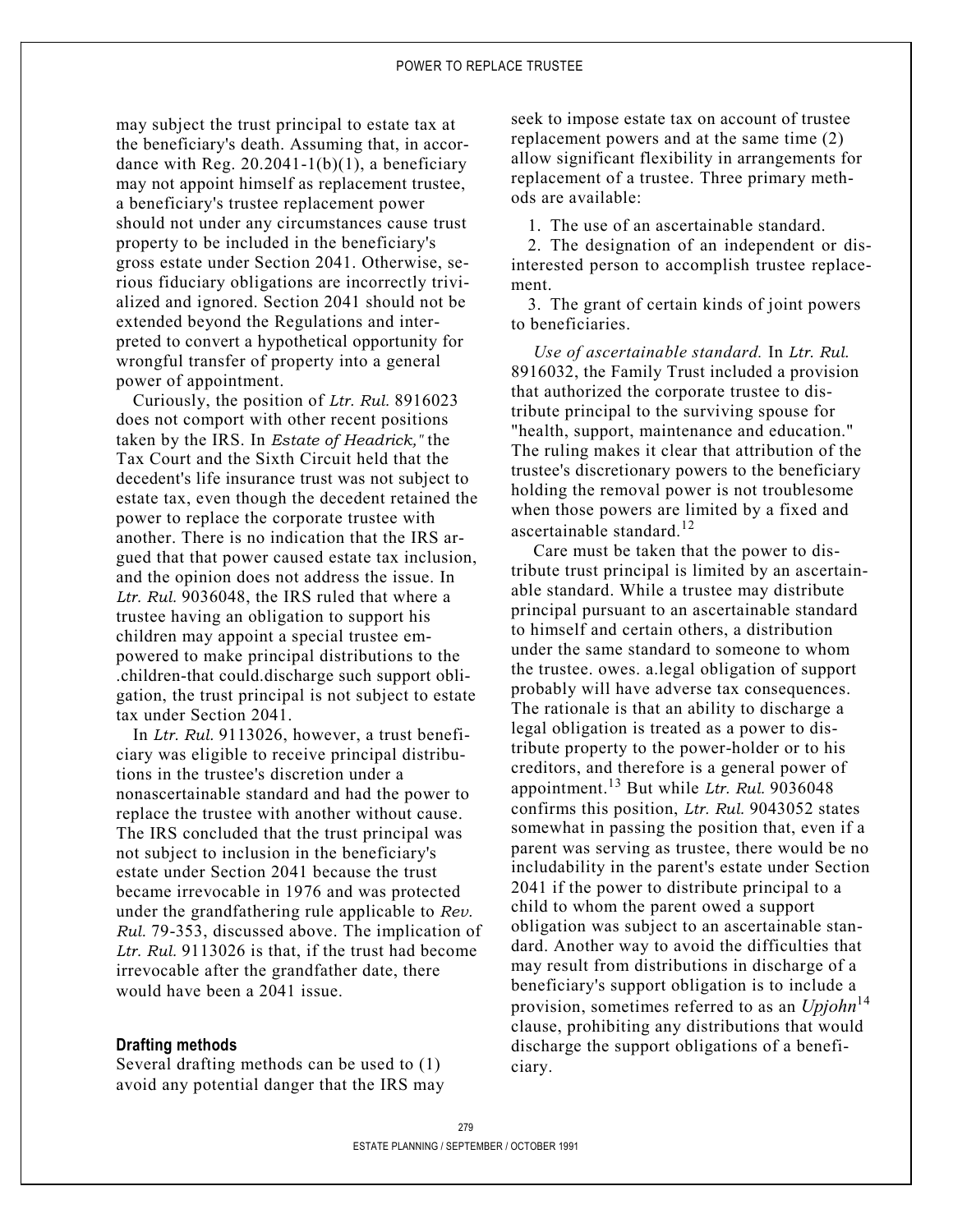may subject the trust principal to estate tax at the beneficiary's death. Assuming that, in accordance with Reg. 20.2041-1(b)(1), a beneficiary may not appoint himself as replacement trustee, a beneficiary's trustee replacement power should not under any circumstances cause trust property to be included in the beneficiary's gross estate under Section 2041. Otherwise, serious fiduciary obligations are incorrectly trivialized and ignored. Section 2041 should not be extended beyond the Regulations and interpreted to convert a hypothetical opportunity for wrongful transfer of property into a general power of appointment.

Curiously, the position of *Ltr. Rul.* 8916023 does not comport with other recent positions taken by the IRS. In *Estate of Headrick,"* the Tax Court and the Sixth Circuit held that the decedent's life insurance trust was not subject to estate tax, even though the decedent retained the power to replace the corporate trustee with another. There is no indication that the IRS argued that that power caused estate tax inclusion, and the opinion does not address the issue. In *Ltr. Rul.* 9036048, the IRS ruled that where a trustee having an obligation to support his children may appoint a special trustee empowered to make principal distributions to the .children-that could.discharge such support obligation, the trust principal is not subject to estate tax under Section 2041.

In *Ltr. Rul.* 9113026, however, a trust beneficiary was eligible to receive principal distributions in the trustee's discretion under a nonascertainable standard and had the power to replace the trustee with another without cause. The IRS concluded that the trust principal was not subject to inclusion in the beneficiary's estate under Section 2041 because the trust became irrevocable in 1976 and was protected under the grandfathering rule applicable to *Rev. Rul.* 79-353, discussed above. The implication of *Ltr. Rul.* 9113026 is that, if the trust had become irrevocable after the grandfather date, there would have been a 2041 issue.

#### Drafting methods

Several drafting methods can be used to (1) avoid any potential danger that the IRS may seek to impose estate tax on account of trustee replacement powers and at the same time (2) allow significant flexibility in arrangements for replacement of a trustee. Three primary methods are available:

1. The use of an ascertainable standard.
2. The designation of an independent or disinterested person to accomplish trustee replacement.
3. The grant of certain kinds of joint powers to beneficiaries.

*Use of ascertainable standard.* In *Ltr. Rul.* 8916032, the Family Trust included a provision that authorized the corporate trustee to distribute principal to the surviving spouse for "health, support, maintenance and education." The ruling makes it clear that attribution of the trustee's discretionary powers to the beneficiary holding the removal power is not troublesome when those powers are limited by a fixed and ascertainable standard.[12]

Care must be taken that the power to distribute trust principal is limited by an ascertainable standard. While a trustee may distribute principal pursuant to an ascertainable standard to himself and certain others, a distribution under the same standard to someone to whom the trustee. owes. a.legal obligation of support probably will have adverse tax consequences. The rationale is that an ability to discharge a legal obligation is treated as a power to distribute property to the power-holder or to his creditors, and therefore is a general power of appointment.[13] But while *Ltr. Rul.* 9036048 confirms this position, *Ltr. Rul.* 9043052 states somewhat in passing the position that, even if a parent was serving as trustee, there would be no includability in the parent's estate under Section 2041 if the power to distribute principal to a child to whom the parent owed a support obligation was subject to an ascertainable standard. Another way to avoid the difficulties that may result from distributions in discharge of a beneficiary's support obligation is to include a provision, sometimes referred to as an *Upjohn*[14] clause, prohibiting any distributions that would discharge the support obligations of a beneficiary.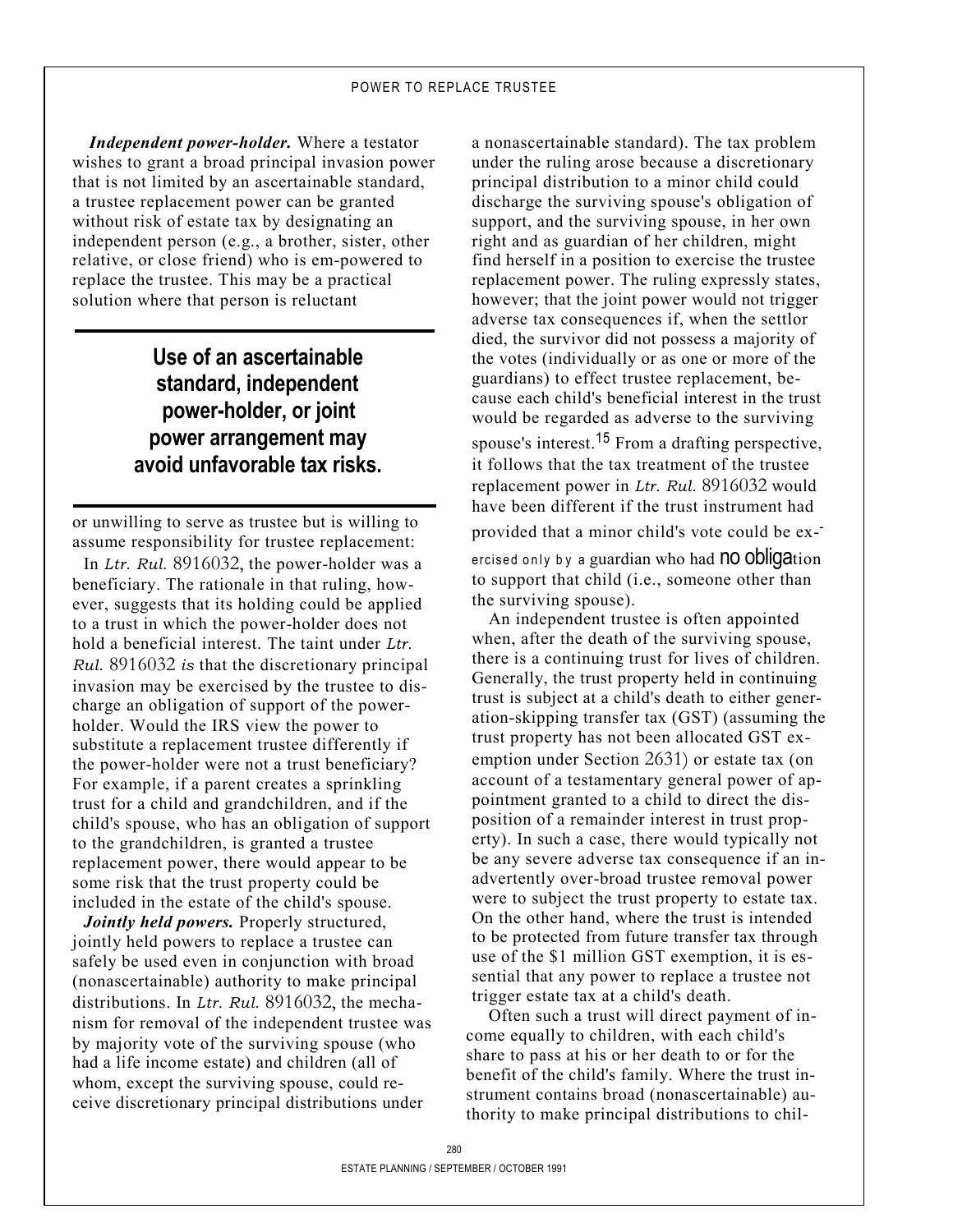***Independent power-holder.*** Where a testator wishes to grant a broad principal invasion power that is not limited by an ascertainable standard, a trustee replacement power can be granted without risk of estate tax by designating an independent person (e.g., a brother, sister, other relative, or close friend) who is em-powered to replace the trustee. This may be a practical solution where that person is reluctant or unwilling to serve as trustee but is willing to assume responsibility for trustee replacement:

**Use of an ascertainable standard, independent power-holder, or joint power arrangement may avoid unfavorable tax risks.**

In *Ltr. Rul.* 8916032, the power-holder was a beneficiary. The rationale in that ruling, however, suggests that its holding could be applied to a trust in which the power-holder does not hold a beneficial interest. The taint under *Ltr. Rul.* 8916032 *is* that the discretionary principal invasion may be exercised by the trustee to discharge an obligation of support of the power-holder. Would the IRS view the power to substitute a replacement trustee differently if the power-holder were not a trust beneficiary? For example, if a parent creates a sprinkling trust for a child and grandchildren, and if the child's spouse, who has an obligation of support to the grandchildren, is granted a trustee replacement power, there would appear to be some risk that the trust property could be included in the estate of the child's spouse.

***Jointly held powers.*** Properly structured, jointly held powers to replace a trustee can safely be used even in conjunction with broad (nonascertainable) authority to make principal distributions. In *Ltr. Rul.* 8916032, the mechanism for removal of the independent trustee was by majority vote of the surviving spouse (who had a life income estate) and children (all of whom, except the surviving spouse, could receive discretionary principal distributions under a nonascertainable standard). The tax problem under the ruling arose because a discretionary principal distribution to a minor child could discharge the surviving spouse's obligation of support, and the surviving spouse, in her own right and as guardian of her children, might find herself in a position to exercise the trustee replacement power. The ruling expressly states, however; that the joint power would not trigger adverse tax consequences if, when the settlor died, the survivor did not possess a majority of the votes (individually or as one or more of the guardians) to effect trustee replacement, because each child's beneficial interest in the trust would be regarded as adverse to the surviving spouse's interest.[15] From a drafting perspective, it follows that the tax treatment of the trustee replacement power in *Ltr. Rul.* 8916032 would have been different if the trust instrument had provided that a minor child's vote could be exercised only by a guardian who had no obligation to support that child (i.e., someone other than the surviving spouse).

An independent trustee is often appointed when, after the death of the surviving spouse, there is a continuing trust for lives of children. Generally, the trust property held in continuing trust is subject at a child's death to either generation-skipping transfer tax (GST) (assuming the trust property has not been allocated GST exemption under Section 2631) or estate tax (on account of a testamentary general power of appointment granted to a child to direct the disposition of a remainder interest in trust property). In such a case, there would typically not be any severe adverse tax consequence if an inadvertently over-broad trustee removal power were to subject the trust property to estate tax. On the other hand, where the trust is intended to be protected from future transfer tax through use of the $1 million GST exemption, it is essential that any power to replace a trustee not trigger estate tax at a child's death.

Often such a trust will direct payment of income equally to children, with each child's share to pass at his or her death to or for the benefit of the child's family. Where the trust instrument contains broad (nonascertainable) authority to make principal distributions to chil-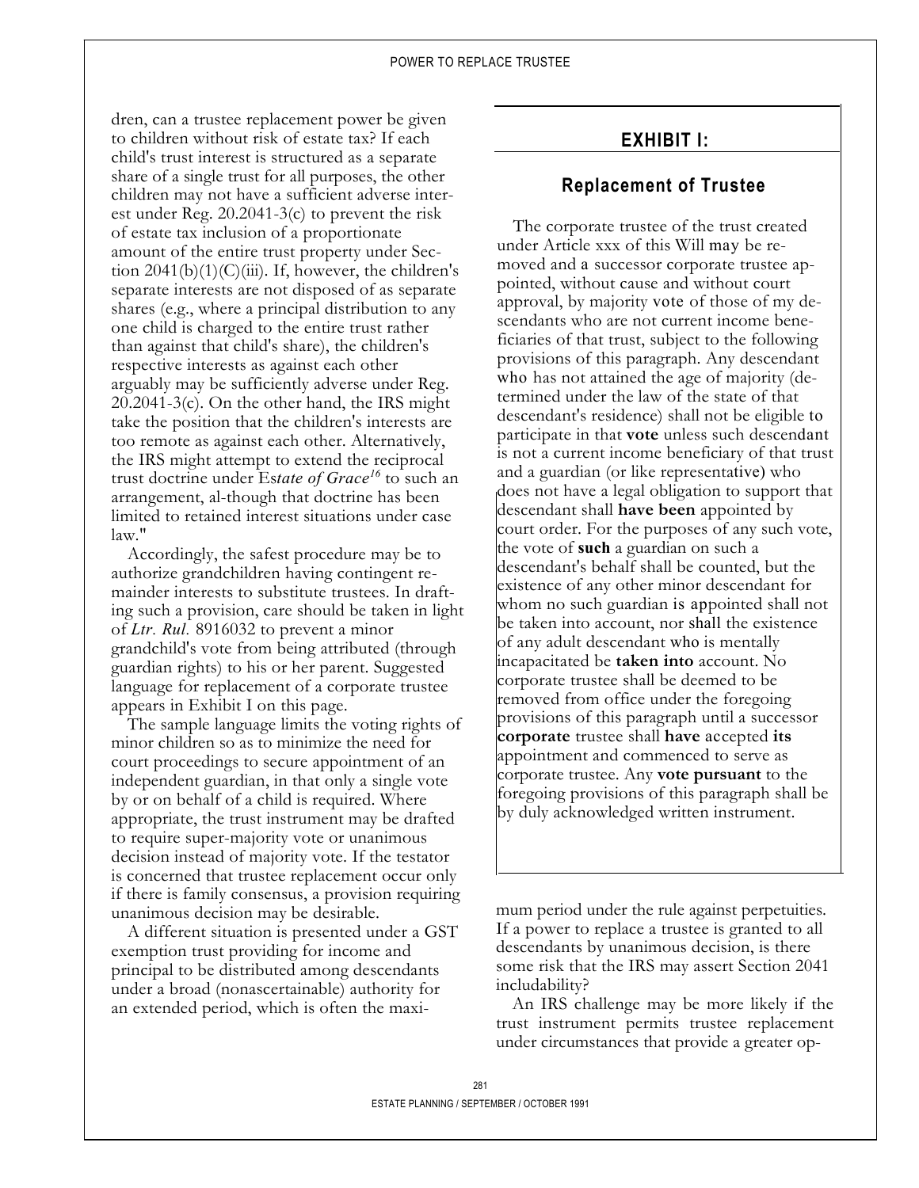dren, can a trustee replacement power be given to children without risk of estate tax? If each child's trust interest is structured as a separate share of a single trust for all purposes, the other children may not have a sufficient adverse interest under Reg. 20.2041-3(c) to prevent the risk of estate tax inclusion of a proportionate amount of the entire trust property under Section 2041(b)(1)(C)(iii). If, however, the children's separate interests are not disposed of as separate shares (e.g., where a principal distribution to any one child is charged to the entire trust rather than against that child's share), the children's respective interests as against each other arguably may be sufficiently adverse under Reg. 20.2041-3(c). On the other hand, the IRS might take the position that the children's interests are too remote as against each other. Alternatively, the IRS might attempt to extend the reciprocal trust doctrine under *Estate of Grace*[16] to such an arrangement, al-though that doctrine has been limited to retained interest situations under case law."

Accordingly, the safest procedure may be to authorize grandchildren having contingent remainder interests to substitute trustees. In drafting such a provision, care should be taken in light of *Ltr. Rul.* 8916032 to prevent a minor grandchild's vote from being attributed (through guardian rights) to his or her parent. Suggested language for replacement of a corporate trustee appears in Exhibit I on this page.

The sample language limits the voting rights of minor children so as to minimize the need for court proceedings to secure appointment of an independent guardian, in that only a single vote by or on behalf of a child is required. Where appropriate, the trust instrument may be drafted to require super-majority vote or unanimous decision instead of majority vote. If the testator is concerned that trustee replacement occur only if there is family consensus, a provision requiring unanimous decision may be desirable.

A different situation is presented under a GST exemption trust providing for income and principal to be distributed among descendants under a broad (nonascertainable) authority for an extended period, which is often the maximum period under the rule against perpetuities. If a power to replace a trustee is granted to all descendants by unanimous decision, is there some risk that the IRS may assert Section 2041 includability?

An IRS challenge may be more likely if the trust instrument permits trustee replacement under circumstances that provide a greater op-

## EXHIBIT I:

### Replacement of Trustee

The corporate trustee of the trust created under Article xxx of this Will may be removed and a successor corporate trustee appointed, without cause and without court approval, by majority vote of those of my descendants who are not current income beneficiaries of that trust, subject to the following provisions of this paragraph. Any descendant who has not attained the age of majority (determined under the law of the state of that descendant's residence) shall not be eligible to participate in that vote unless such descendant is not a current income beneficiary of that trust and a guardian (or like representative) who does not have a legal obligation to support that descendant shall have been appointed by court order. For the purposes of any such vote, the vote of such a guardian on such a descendant's behalf shall be counted, but the existence of any other minor descendant for whom no such guardian is appointed shall not be taken into account, nor shall the existence of any adult descendant who is mentally incapacitated be taken into account. No corporate trustee shall be deemed to be removed from office under the foregoing provisions of this paragraph until a successor corporate trustee shall have accepted its appointment and commenced to serve as corporate trustee. Any vote pursuant to the foregoing provisions of this paragraph shall be by duly acknowledged written instrument.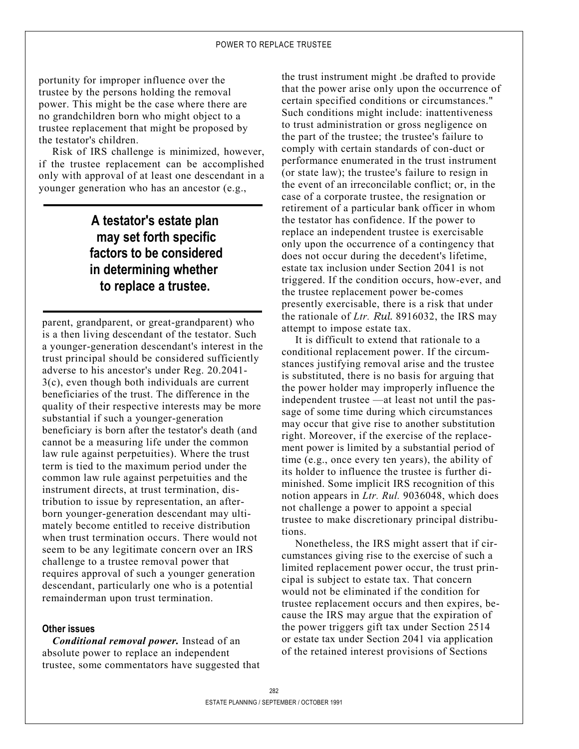portunity for improper influence over the trustee by the persons holding the removal power. This might be the case where there are no grandchildren born who might object to a trustee replacement that might be proposed by the testator's children.

Risk of IRS challenge is minimized, however, if the trustee replacement can be accomplished only with approval of at least one descendant in a younger generation who has an ancestor (e.g., parent, grandparent, or great-grandparent) who is a then living descendant of the testator. Such a younger-generation descendant's interest in the trust principal should be considered sufficiently adverse to his ancestor's under Reg. 20.2041-3(c), even though both individuals are current beneficiaries of the trust. The difference in the quality of their respective interests may be more substantial if such a younger-generation beneficiary is born after the testator's death (and cannot be a measuring life under the common law rule against perpetuities). Where the trust term is tied to the maximum period under the common law rule against perpetuities and the instrument directs, at trust termination, distribution to issue by representation, an after-born younger-generation descendant may ultimately become entitled to receive distribution when trust termination occurs. There would not seem to be any legitimate concern over an IRS challenge to a trustee removal power that requires approval of such a younger generation descendant, particularly one who is a potential remainderman upon trust termination.

**A testator's estate plan may set forth specific factors to be considered in determining whether to replace a trustee.**

### Other issues

***Conditional removal power.*** Instead of an absolute power to replace an independent trustee, some commentators have suggested that the trust instrument might .be drafted to provide that the power arise only upon the occurrence of certain specified conditions or circumstances." Such conditions might include: inattentiveness to trust administration or gross negligence on the part of the trustee; the trustee's failure to comply with certain standards of con-duct or performance enumerated in the trust instrument (or state law); the trustee's failure to resign in the event of an irreconcilable conflict; or, in the case of a corporate trustee, the resignation or retirement of a particular bank officer in whom the testator has confidence. If the power to replace an independent trustee is exercisable only upon the occurrence of a contingency that does not occur during the decedent's lifetime, estate tax inclusion under Section 2041 is not triggered. If the condition occurs, how-ever, and the trustee replacement power be-comes presently exercisable, there is a risk that under the rationale of *Ltr. Rul.* 8916032, the IRS may attempt to impose estate tax.

It is difficult to extend that rationale to a conditional replacement power. If the circumstances justifying removal arise and the trustee is substituted, there is no basis for arguing that the power holder may improperly influence the independent trustee —at least not until the passage of some time during which circumstances may occur that give rise to another substitution right. Moreover, if the exercise of the replacement power is limited by a substantial period of time (e.g., once every ten years), the ability of its holder to influence the trustee is further diminished. Some implicit IRS recognition of this notion appears in *Ltr. Rul.* 9036048, which does not challenge a power to appoint a special trustee to make discretionary principal distributions.

Nonetheless, the IRS might assert that if circumstances giving rise to the exercise of such a limited replacement power occur, the trust principal is subject to estate tax. That concern would not be eliminated if the condition for trustee replacement occurs and then expires, because the IRS may argue that the expiration of the power triggers gift tax under Section 2514 or estate tax under Section 2041 via application of the retained interest provisions of Sections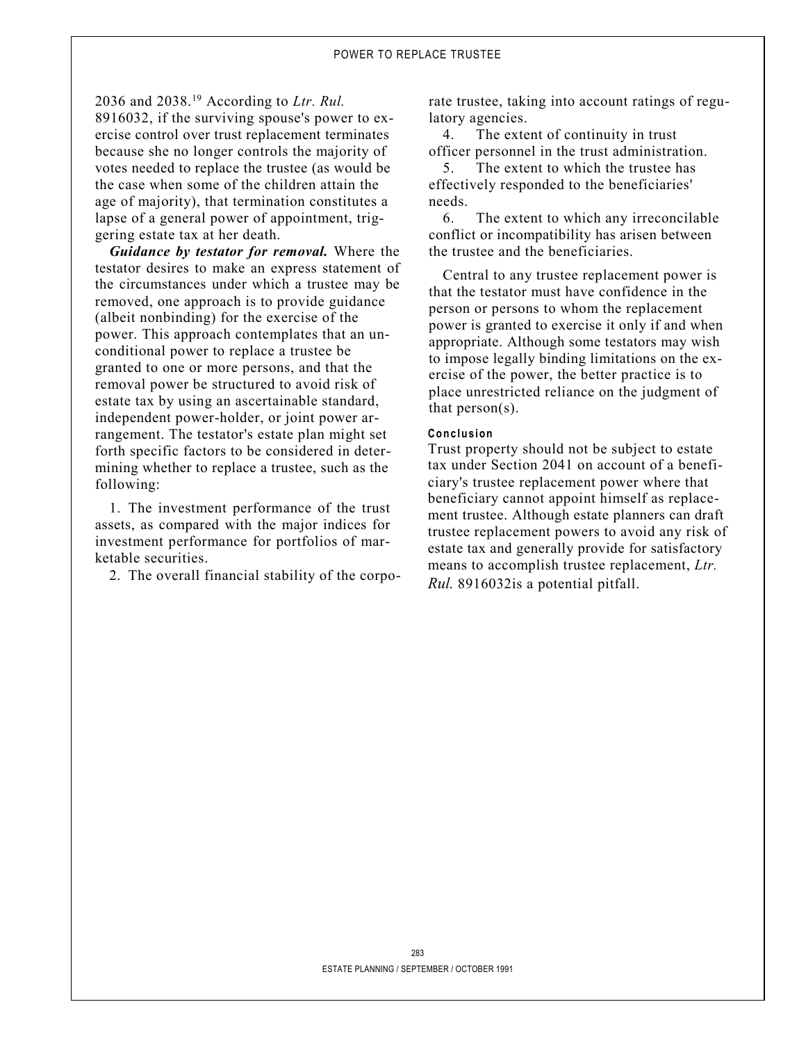2036 and 2038.[19] According to *Ltr. Rul.* 8916032, if the surviving spouse's power to exercise control over trust replacement terminates because she no longer controls the majority of votes needed to replace the trustee (as would be the case when some of the children attain the age of majority), that termination constitutes a lapse of a general power of appointment, triggering estate tax at her death.

***Guidance by testator for removal.*** Where the testator desires to make an express statement of the circumstances under which a trustee may be removed, one approach is to provide guidance (albeit nonbinding) for the exercise of the power. This approach contemplates that an unconditional power to replace a trustee be granted to one or more persons, and that the removal power be structured to avoid risk of estate tax by using an ascertainable standard, independent power-holder, or joint power arrangement. The testator's estate plan might set forth specific factors to be considered in determining whether to replace a trustee, such as the following:

1. The investment performance of the trust assets, as compared with the major indices for investment performance for portfolios of marketable securities.
2. The overall financial stability of the corporate trustee, taking into account ratings of regulatory agencies.
3. The extent of continuity in trust officer personnel in the trust administration.
4. The extent to which the trustee has effectively responded to the beneficiaries' needs.
5. The extent to which any irreconcilable conflict or incompatibility has arisen between the trustee and the beneficiaries.

Central to any trustee replacement power is that the testator must have confidence in the person or persons to whom the replacement power is granted to exercise it only if and when appropriate. Although some testators may wish to impose legally binding limitations on the exercise of the power, the better practice is to place unrestricted reliance on the judgment of that person(s).

### Conclusion

Trust property should not be subject to estate tax under Section 2041 on account of a beneficiary's trustee replacement power where that beneficiary cannot appoint himself as replacement trustee. Although estate planners can draft trustee replacement powers to avoid any risk of estate tax and generally provide for satisfactory means to accomplish trustee replacement, *Ltr. Rul.* 8916032is a potential pitfall.